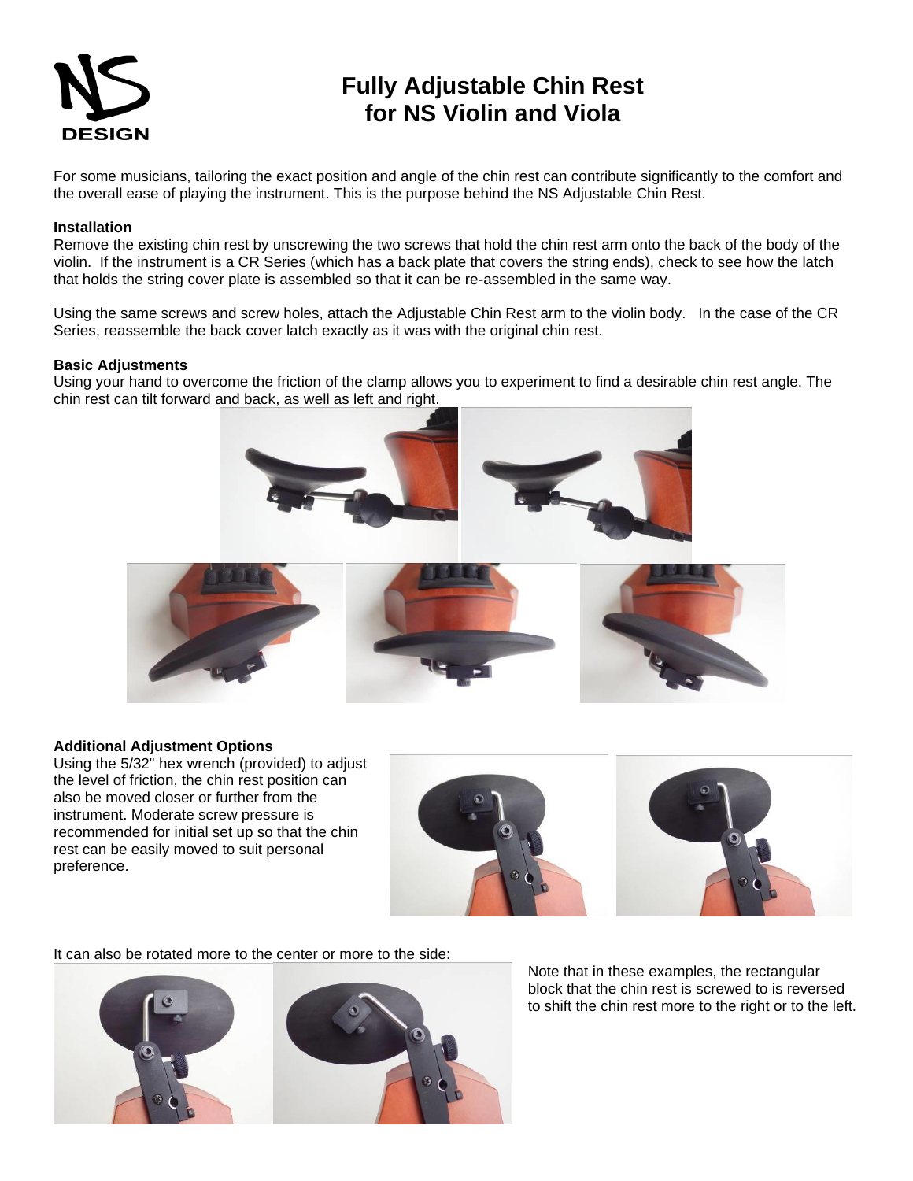# Fully Adjustable Chin Rest for NS Violin and Viola

For some musicians, tailoring the exact position and angle of the chin rest can contribute significantly to the comfort and the overall ease of playing the instrument. This is the purpose behind the NS Adjustable Chin Rest.

**Installation**

Remove the existing chin rest by unscrewing the two screws that hold the chin rest arm onto the back of the body of the violin. If the instrument is a CR Series (which has a back plate that covers the string ends), check to see how the latch that holds the string cover plate is assembled so that it can be re-assembled in the same way.

Using the same screws and screw holes, attach the Adjustable Chin Rest arm to the violin body. In the case of the CR Series, reassemble the back cover latch exactly as it was with the original chin rest.

**Basic Adjustments**

Using your hand to overcome the friction of the clamp allows you to experiment to find a desirable chin rest angle. The chin rest can tilt forward and back, as well as left and right.

**Additional Adjustment Options**

Using the 5/32" hex wrench (provided) to adjust the level of friction, the chin rest position can also be moved closer or further from the instrument. Moderate screw pressure is recommended for initial set up so that the chin rest can be easily moved to suit personal preference.

It can also be rotated more to the center or more to the side:

Note that in these examples, the rectangular block that the chin rest is screwed to is reversed to shift the chin rest more to the right or to the left.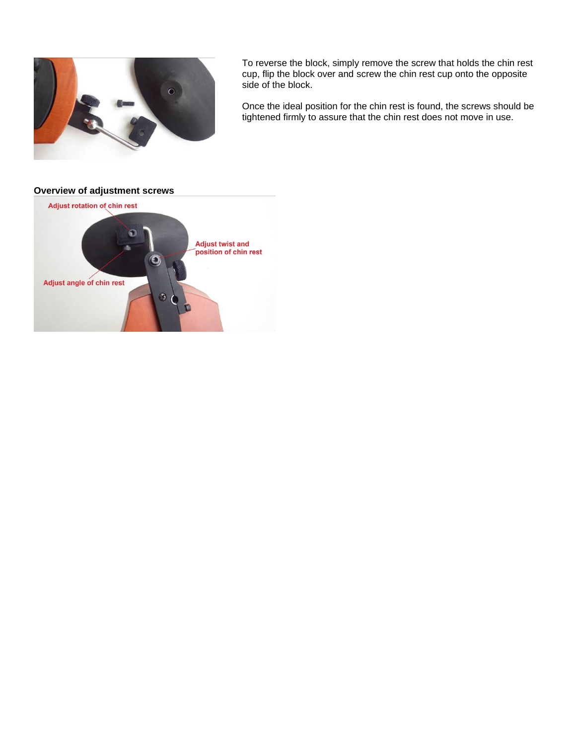To reverse the block, simply remove the screw that holds the chin rest cup, flip the block over and screw the chin rest cup onto the opposite side of the block.

Once the ideal position for the chin rest is found, the screws should be tightened firmly to assure that the chin rest does not move in use.

**Overview of adjustment screws**

Adjust rotation of chin rest

Adjust twist and position of chin rest

Adjust angle of chin rest